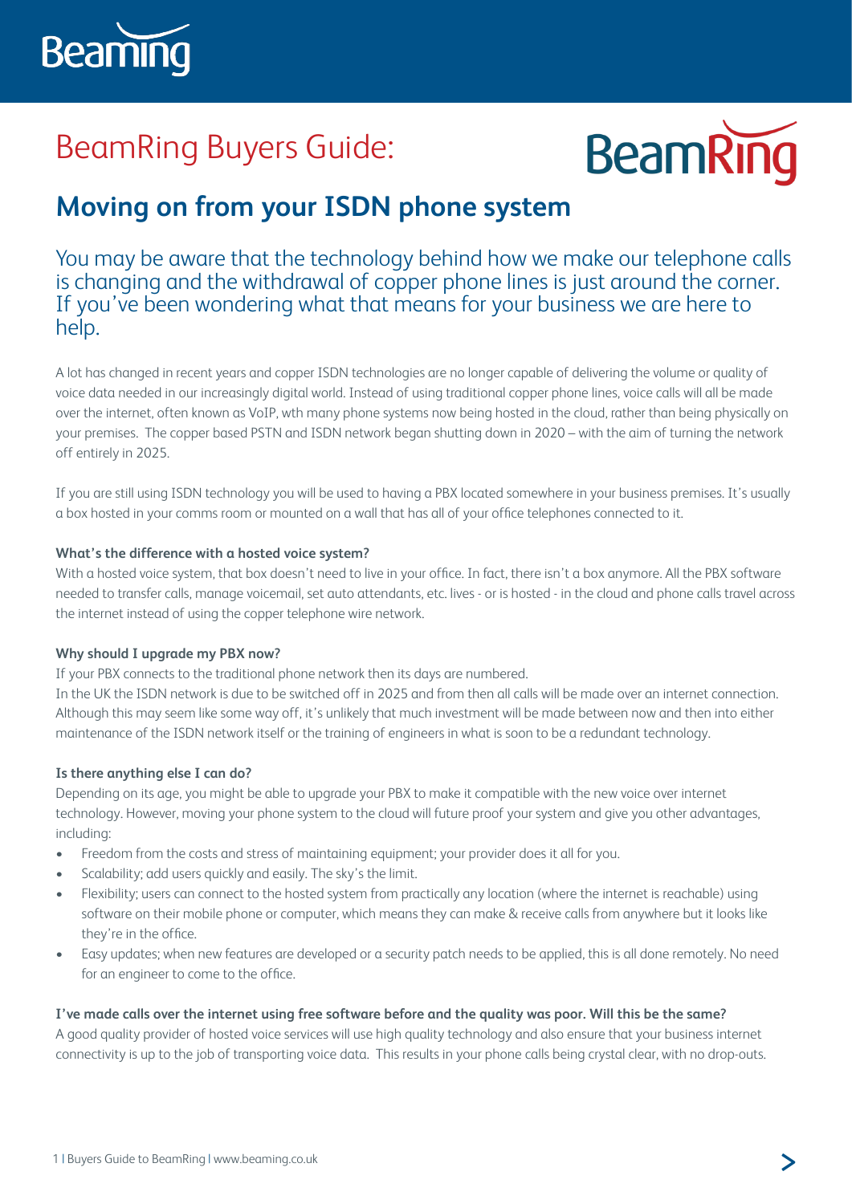# BeamRing Buyers Guide:

## Moving on from your ISDN phone system

You may be aware that the technology behind how we make our telephone calls is changing and the withdrawal of copper phone lines is just around the corner. If you've been wondering what that means for your business we are here to help.

A lot has changed in recent years and copper ISDN technologies are no longer capable of delivering the volume or quality of voice data needed in our increasingly digital world. Instead of using traditional copper phone lines, voice calls will all be made over the internet, often known as VoIP, wth many phone systems now being hosted in the cloud, rather than being physically on your premises. The copper based PSTN and ISDN network began shutting down in 2020 – with the aim of turning the network off entirely in 2025.

If you are still using ISDN technology you will be used to having a PBX located somewhere in your business premises. It's usually a box hosted in your comms room or mounted on a wall that has all of your office telephones connected to it.

**What's the difference with a hosted voice system?**

With a hosted voice system, that box doesn't need to live in your office. In fact, there isn't a box anymore. All the PBX software needed to transfer calls, manage voicemail, set auto attendants, etc. lives - or is hosted - in the cloud and phone calls travel across the internet instead of using the copper telephone wire network.

**Why should I upgrade my PBX now?**

If your PBX connects to the traditional phone network then its days are numbered.
In the UK the ISDN network is due to be switched off in 2025 and from then all calls will be made over an internet connection. Although this may seem like some way off, it's unlikely that much investment will be made between now and then into either maintenance of the ISDN network itself or the training of engineers in what is soon to be a redundant technology.

**Is there anything else I can do?**

Depending on its age, you might be able to upgrade your PBX to make it compatible with the new voice over internet technology. However, moving your phone system to the cloud will future proof your system and give you other advantages, including:

- Freedom from the costs and stress of maintaining equipment; your provider does it all for you.
- Scalability; add users quickly and easily. The sky's the limit.
- Flexibility; users can connect to the hosted system from practically any location (where the internet is reachable) using software on their mobile phone or computer, which means they can make & receive calls from anywhere but it looks like they're in the office.
- Easy updates; when new features are developed or a security patch needs to be applied, this is all done remotely. No need for an engineer to come to the office.

**I've made calls over the internet using free software before and the quality was poor. Will this be the same?**

A good quality provider of hosted voice services will use high quality technology and also ensure that your business internet connectivity is up to the job of transporting voice data. This results in your phone calls being crystal clear, with no drop-outs.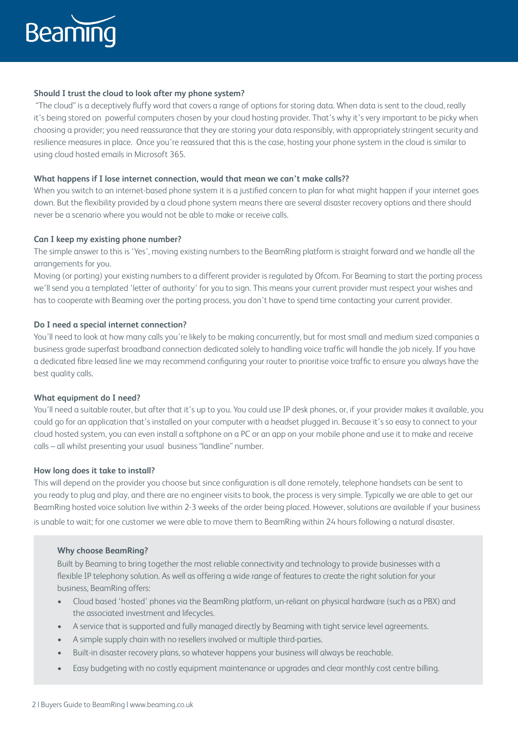**Should I trust the cloud to look after my phone system?**

"The cloud" is a deceptively fluffy word that covers a range of options for storing data. When data is sent to the cloud, really it's being stored on powerful computers chosen by your cloud hosting provider. That's why it's very important to be picky when choosing a provider; you need reassurance that they are storing your data responsibly, with appropriately stringent security and resilience measures in place. Once you're reassured that this is the case, hosting your phone system in the cloud is similar to using cloud hosted emails in Microsoft 365.

**What happens if I lose internet connection, would that mean we can't make calls??**

When you switch to an internet-based phone system it is a justified concern to plan for what might happen if your internet goes down. But the flexibility provided by a cloud phone system means there are several disaster recovery options and there should never be a scenario where you would not be able to make or receive calls.

**Can I keep my existing phone number?**

The simple answer to this is 'Yes', moving existing numbers to the BeamRing platform is straight forward and we handle all the arrangements for you.

Moving (or porting) your existing numbers to a different provider is regulated by Ofcom. For Beaming to start the porting process we'll send you a templated 'letter of authority' for you to sign. This means your current provider must respect your wishes and has to cooperate with Beaming over the porting process, you don't have to spend time contacting your current provider.

**Do I need a special internet connection?**

You'll need to look at how many calls you're likely to be making concurrently, but for most small and medium sized companies a business grade superfast broadband connection dedicated solely to handling voice traffic will handle the job nicely. If you have a dedicated fibre leased line we may recommend configuring your router to prioritise voice traffic to ensure you always have the best quality calls.

**What equipment do I need?**

You'll need a suitable router, but after that it's up to you. You could use IP desk phones, or, if your provider makes it available, you could go for an application that's installed on your computer with a headset plugged in. Because it's so easy to connect to your cloud hosted system, you can even install a softphone on a PC or an app on your mobile phone and use it to make and receive calls – all whilst presenting your usual business "landline" number.

**How long does it take to install?**

This will depend on the provider you choose but since configuration is all done remotely, telephone handsets can be sent to you ready to plug and play, and there are no engineer visits to book, the process is very simple. Typically we are able to get our BeamRing hosted voice solution live within 2-3 weeks of the order being placed. However, solutions are available if your business is unable to wait; for one customer we were able to move them to BeamRing within 24 hours following a natural disaster.

**Why choose BeamRing?**

Built by Beaming to bring together the most reliable connectivity and technology to provide businesses with a flexible IP telephony solution. As well as offering a wide range of features to create the right solution for your business, BeamRing offers:

- Cloud based 'hosted' phones via the BeamRing platform, un-reliant on physical hardware (such as a PBX) and the associated investment and lifecycles.
- A service that is supported and fully managed directly by Beaming with tight service level agreements.
- A simple supply chain with no resellers involved or multiple third-parties.
- Built-in disaster recovery plans, so whatever happens your business will always be reachable.
- Easy budgeting with no costly equipment maintenance or upgrades and clear monthly cost centre billing.